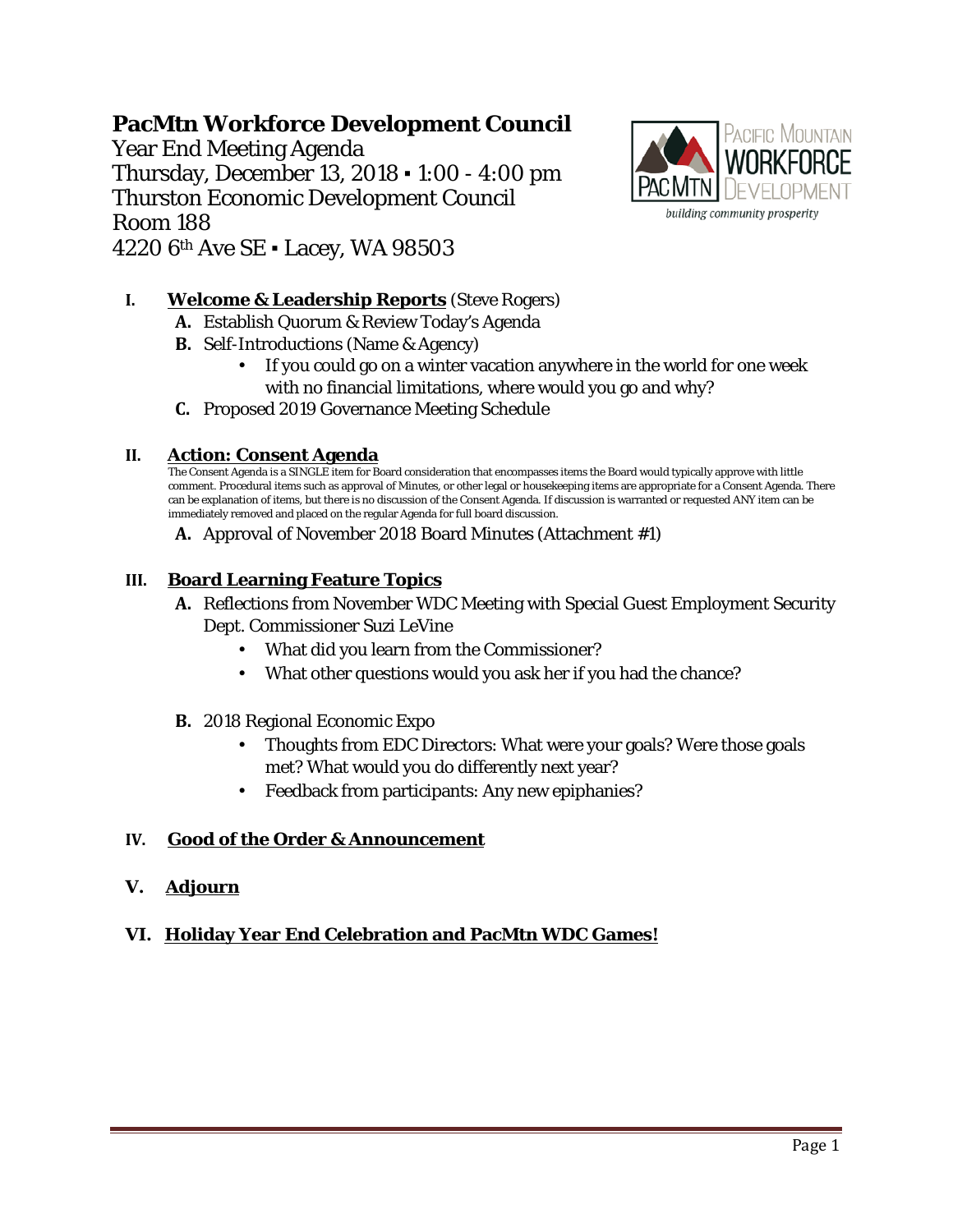# PacMtn Workforce Development Council

Year End Meeting Agenda
Thursday, December 13, 2018 ▪ 1:00 - 4:00 pm
Thurston Economic Development Council
Room 188
4220 6th Ave SE ▪ Lacey, WA 98503

**I. <u>Welcome & Leadership Reports</u>** (Steve Rogers)

- **A.** Establish Quorum & Review Today's Agenda
- **B.** Self-Introductions (Name & Agency)
  - If you could go on a winter vacation anywhere in the world for one week with no financial limitations, where would you go and why?
- **C.** Proposed 2019 Governance Meeting Schedule

**II. <u>Action: Consent Agenda</u>**

The Consent Agenda is a SINGLE item for Board consideration that encompasses items the Board would typically approve with little comment. Procedural items such as approval of Minutes, or other legal or housekeeping items are appropriate for a Consent Agenda. There can be explanation of items, but there is no discussion of the Consent Agenda. If discussion is warranted or requested ANY item can be immediately removed and placed on the regular Agenda for full board discussion.

- **A.** Approval of November 2018 Board Minutes (Attachment #1)

**III. <u>Board Learning Feature Topics</u>**

- **A.** Reflections from November WDC Meeting with Special Guest Employment Security Dept. Commissioner Suzi LeVine
  - What did you learn from the Commissioner?
  - What other questions would you ask her if you had the chance?
- **B.** 2018 Regional Economic Expo
  - Thoughts from EDC Directors: What were your goals? Were those goals met? What would you do differently next year?
  - Feedback from participants: Any new epiphanies?

**IV. <u>Good of the Order & Announcement</u>**

**V. <u>Adjourn</u>**

**VI. <u>Holiday Year End Celebration and PacMtn WDC Games!</u>**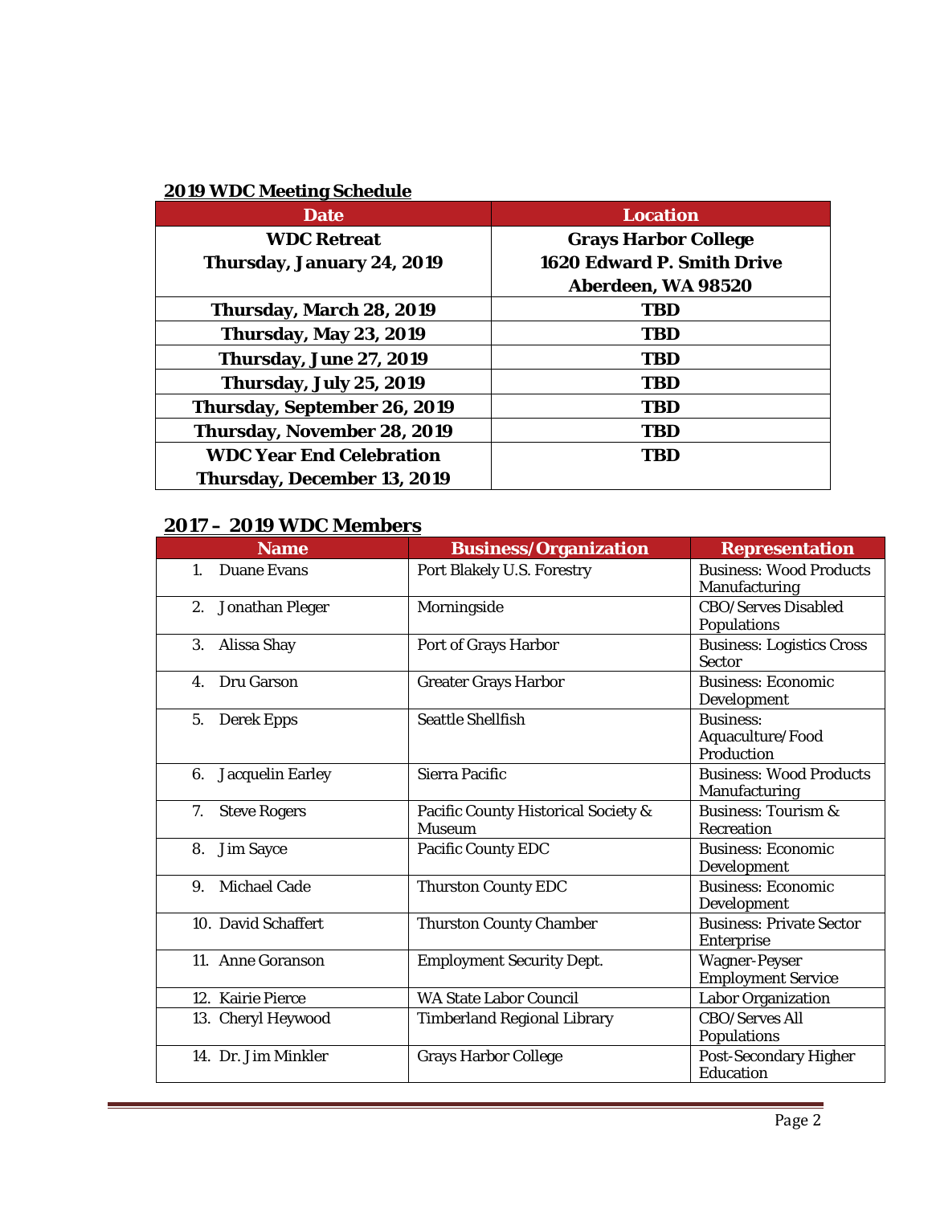## 2019 WDC Meeting Schedule

| Date | Location |
|---|---|
| **WDC Retreat Thursday, January 24, 2019** | **Grays Harbor College 1620 Edward P. Smith Drive Aberdeen, WA 98520** |
| **Thursday, March 28, 2019** | **TBD** |
| **Thursday, May 23, 2019** | **TBD** |
| **Thursday, June 27, 2019** | **TBD** |
| **Thursday, July 25, 2019** | **TBD** |
| **Thursday, September 26, 2019** | **TBD** |
| **Thursday, November 28, 2019** | **TBD** |
| **WDC Year End Celebration Thursday, December 13, 2019** | **TBD** |

## 2017 – 2019 WDC Members

| Name | Business/Organization | Representation |
|---|---|---|
| 1. Duane Evans | Port Blakely U.S. Forestry | Business: Wood Products Manufacturing |
| 2. Jonathan Pleger | Morningside | CBO/Serves Disabled Populations |
| 3. Alissa Shay | Port of Grays Harbor | Business: Logistics Cross Sector |
| 4. Dru Garson | Greater Grays Harbor | Business: Economic Development |
| 5. Derek Epps | Seattle Shellfish | Business: Aquaculture/Food Production |
| 6. Jacquelin Earley | Sierra Pacific | Business: Wood Products Manufacturing |
| 7. Steve Rogers | Pacific County Historical Society & Museum | Business: Tourism & Recreation |
| 8. Jim Sayce | Pacific County EDC | Business: Economic Development |
| 9. Michael Cade | Thurston County EDC | Business: Economic Development |
| 10. David Schaffert | Thurston County Chamber | Business: Private Sector Enterprise |
| 11. Anne Goranson | Employment Security Dept. | Wagner-Peyser Employment Service |
| 12. Kairie Pierce | WA State Labor Council | Labor Organization |
| 13. Cheryl Heywood | Timberland Regional Library | CBO/Serves All Populations |
| 14. Dr. Jim Minkler | Grays Harbor College | Post-Secondary Higher Education |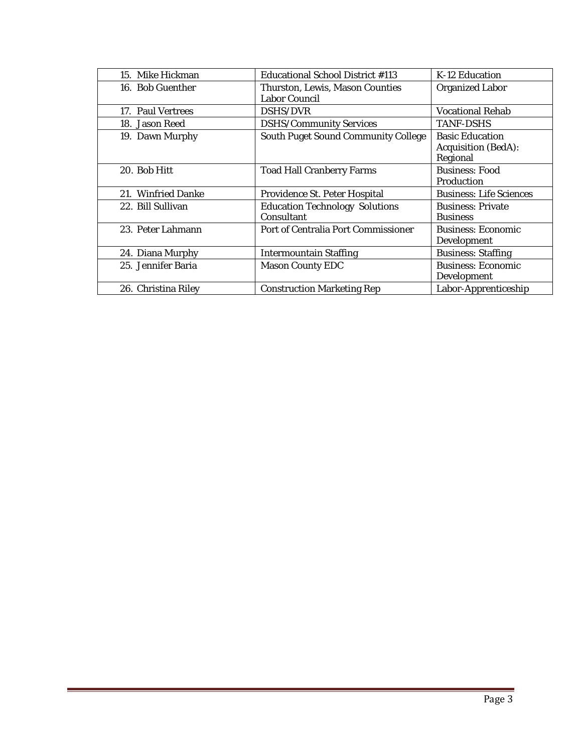| | | |
|---|---|---|
| 15. Mike Hickman | Educational School District #113 | K-12 Education |
| 16. Bob Guenther | Thurston, Lewis, Mason Counties Labor Council | Organized Labor |
| 17. Paul Vertrees | DSHS/DVR | Vocational Rehab |
| 18. Jason Reed | DSHS/Community Services | TANF-DSHS |
| 19. Dawn Murphy | South Puget Sound Community College | Basic Education Acquisition (BedA): Regional |
| 20. Bob Hitt | Toad Hall Cranberry Farms | Business: Food Production |
| 21. Winfried Danke | Providence St. Peter Hospital | Business: Life Sciences |
| 22. Bill Sullivan | Education Technology Solutions Consultant | Business: Private Business |
| 23. Peter Lahmann | Port of Centralia Port Commissioner | Business: Economic Development |
| 24. Diana Murphy | Intermountain Staffing | Business: Staffing |
| 25. Jennifer Baria | Mason County EDC | Business: Economic Development |
| 26. Christina Riley | Construction Marketing Rep | Labor-Apprenticeship |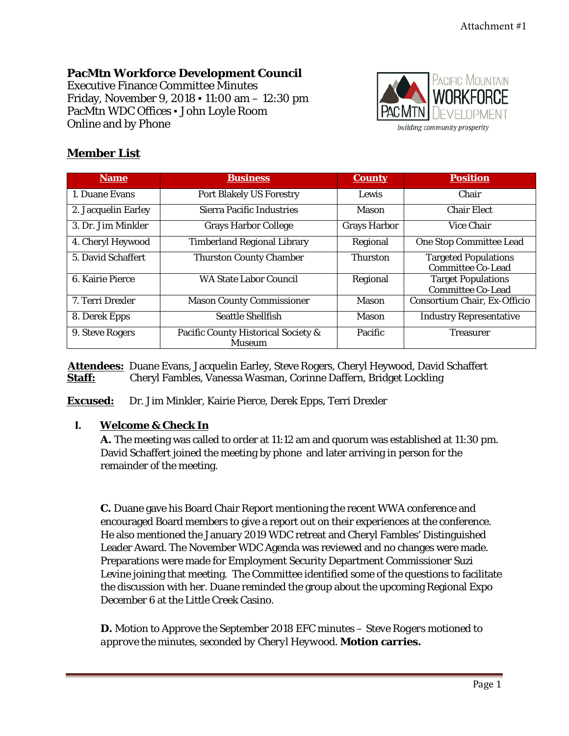Attachment #1

**PacMtn Workforce Development Council**
Executive Finance Committee Minutes
Friday, November 9, 2018 ▪ 11:00 am – 12:30 pm
PacMtn WDC Offices ▪ John Loyle Room
Online and by Phone

## Member List

| Name | Business | County | Position |
|---|---|---|---|
| 1. Duane Evans | Port Blakely US Forestry | Lewis | Chair |
| 2. Jacquelin Earley | Sierra Pacific Industries | Mason | Chair Elect |
| 3. Dr. Jim Minkler | Grays Harbor College | Grays Harbor | Vice Chair |
| 4. Cheryl Heywood | Timberland Regional Library | Regional | One Stop Committee Lead |
| 5. David Schaffert | Thurston County Chamber | Thurston | Targeted Populations Committee Co-Lead |
| 6. Kairie Pierce | WA State Labor Council | Regional | Target Populations Committee Co-Lead |
| 7. Terri Drexler | Mason County Commissioner | Mason | Consortium Chair, Ex-Officio |
| 8. Derek Epps | Seattle Shellfish | Mason | Industry Representative |
| 9. Steve Rogers | Pacific County Historical Society & Museum | Pacific | Treasurer |

**Attendees:** Duane Evans, Jacquelin Earley, Steve Rogers, Cheryl Heywood, David Schaffert
**Staff:** Cheryl Fambles, Vanessa Wasman, Corinne Daffern, Bridget Lockling

**Excused:** Dr. Jim Minkler, Kairie Pierce, Derek Epps, Terri Drexler

## I. Welcome & Check In

**A.** The meeting was called to order at 11:12 am and quorum was established at 11:30 pm. David Schaffert joined the meeting by phone and later arriving in person for the remainder of the meeting.

**C.** Duane gave his Board Chair Report mentioning the recent WWA conference and encouraged Board members to give a report out on their experiences at the conference. He also mentioned the January 2019 WDC retreat and Cheryl Fambles' Distinguished Leader Award. The November WDC Agenda was reviewed and no changes were made. Preparations were made for Employment Security Department Commissioner Suzi Levine joining that meeting. The Committee identified some of the questions to facilitate the discussion with her. Duane reminded the group about the upcoming Regional Expo December 6 at the Little Creek Casino.

**D.** Motion to Approve the September 2018 EFC minutes – Steve Rogers motioned to approve the minutes, seconded by Cheryl Heywood. **Motion carries.**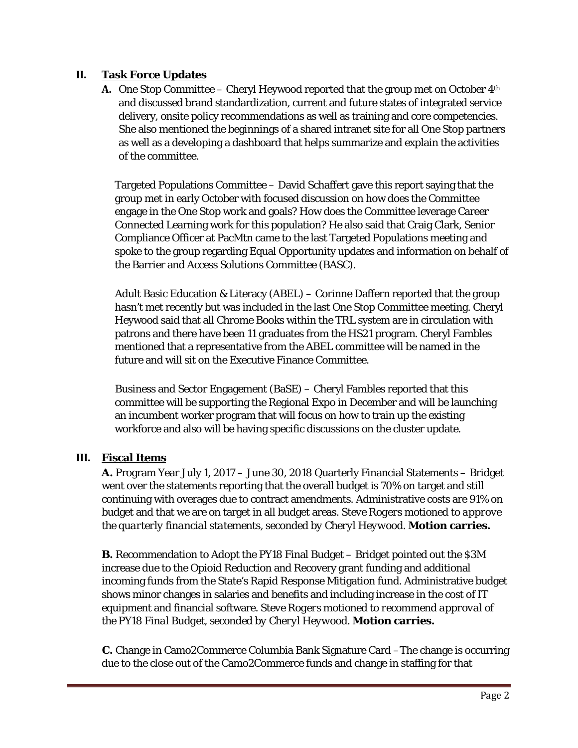## II. Task Force Updates

**A.** One Stop Committee – Cheryl Heywood reported that the group met on October 4th and discussed brand standardization, current and future states of integrated service delivery, onsite policy recommendations as well as training and core competencies. She also mentioned the beginnings of a shared intranet site for all One Stop partners as well as a developing a dashboard that helps summarize and explain the activities of the committee.

Targeted Populations Committee – David Schaffert gave this report saying that the group met in early October with focused discussion on how does the Committee engage in the One Stop work and goals? How does the Committee leverage Career Connected Learning work for this population? He also said that Craig Clark, Senior Compliance Officer at PacMtn came to the last Targeted Populations meeting and spoke to the group regarding Equal Opportunity updates and information on behalf of the Barrier and Access Solutions Committee (BASC).

Adult Basic Education & Literacy (ABEL) – Corinne Daffern reported that the group hasn't met recently but was included in the last One Stop Committee meeting. Cheryl Heywood said that all Chrome Books within the TRL system are in circulation with patrons and there have been 11 graduates from the HS21 program. Cheryl Fambles mentioned that a representative from the ABEL committee will be named in the future and will sit on the Executive Finance Committee.

Business and Sector Engagement (BaSE) – Cheryl Fambles reported that this committee will be supporting the Regional Expo in December and will be launching an incumbent worker program that will focus on how to train up the existing workforce and also will be having specific discussions on the cluster update.

## III. Fiscal Items

**A.** Program Year July 1, 2017 – June 30, 2018 Quarterly Financial Statements – Bridget went over the statements reporting that the overall budget is 70% on target and still continuing with overages due to contract amendments. Administrative costs are 91% on budget and that we are on target in all budget areas. *Steve Rogers motioned to approve the quarterly financial statements, seconded by Cheryl Heywood.* **Motion carries.**

**B.** Recommendation to Adopt the PY18 Final Budget – Bridget pointed out the $3M increase due to the Opioid Reduction and Recovery grant funding and additional incoming funds from the State's Rapid Response Mitigation fund. Administrative budget shows minor changes in salaries and benefits and including increase in the cost of IT equipment and financial software. *Steve Rogers motioned to recommend approval of the PY18 Final Budget, seconded by Cheryl Heywood.* **Motion carries.**

**C.** Change in Camo2Commerce Columbia Bank Signature Card – The change is occurring due to the close out of the Camo2Commerce funds and change in staffing for that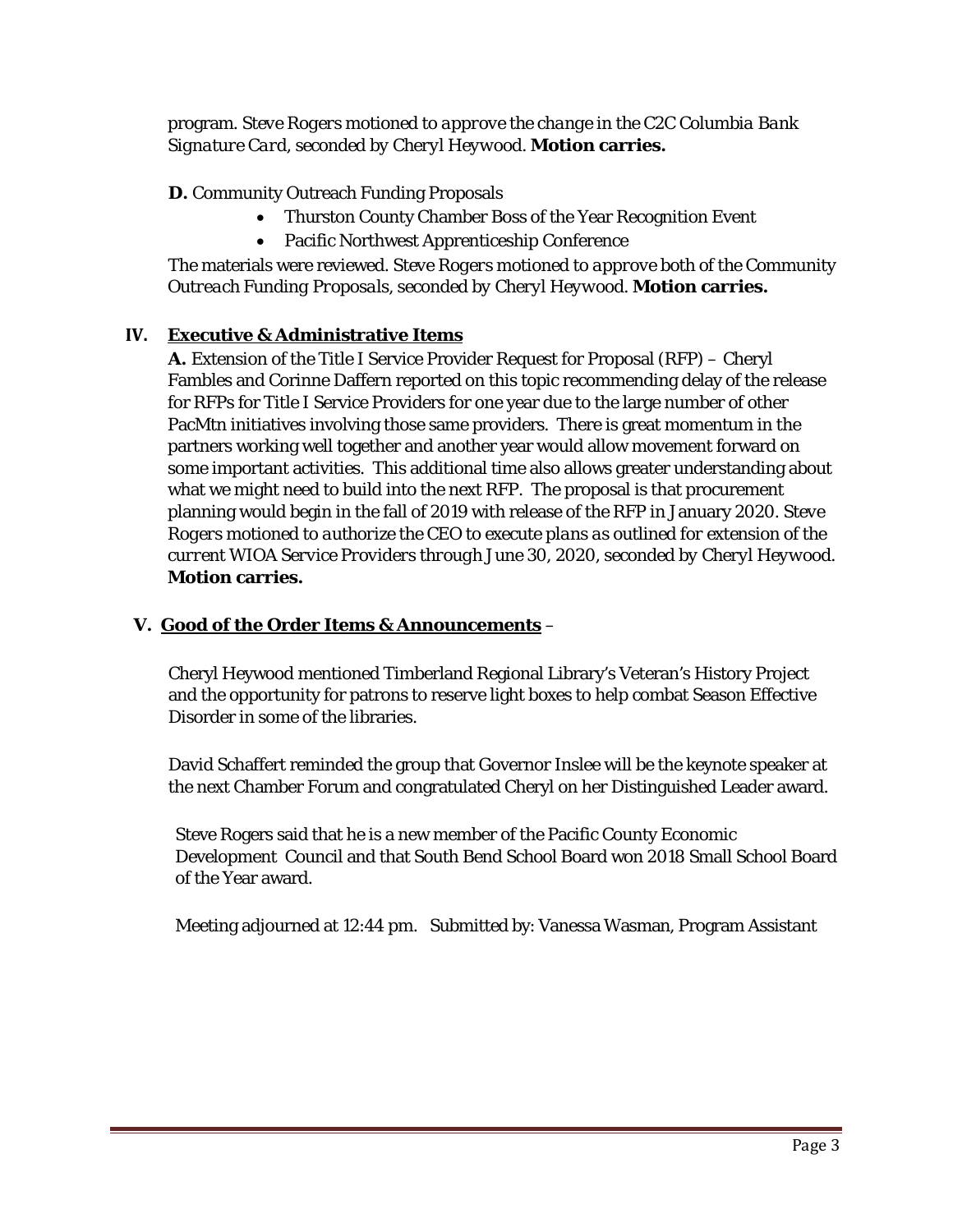program. Steve Rogers motioned to *approve the change in the C2C Columbia Bank Signature Card*, seconded by Cheryl Heywood. **Motion carries.**

**D.** Community Outreach Funding Proposals

- Thurston County Chamber Boss of the Year Recognition Event
- Pacific Northwest Apprenticeship Conference

The materials were reviewed. Steve Rogers motioned to *approve both of the Community Outreach Funding Proposals*, seconded by Cheryl Heywood. **Motion carries.**

## IV. Executive & Administrative Items

**A.** Extension of the Title I Service Provider Request for Proposal (RFP) – Cheryl Fambles and Corinne Daffern reported on this topic recommending delay of the release for RFPs for Title I Service Providers for one year due to the large number of other PacMtn initiatives involving those same providers. There is great momentum in the partners working well together and another year would allow movement forward on some important activities. This additional time also allows greater understanding about what we might need to build into the next RFP. The proposal is that procurement planning would begin in the fall of 2019 with release of the RFP in January 2020. Steve Rogers motioned to *authorize the CEO to execute plans as outlined for extension of the current WIOA Service Providers through June 30, 2020*, seconded by Cheryl Heywood. **Motion carries.**

## V. Good of the Order Items & Announcements –

Cheryl Heywood mentioned Timberland Regional Library's Veteran's History Project and the opportunity for patrons to reserve light boxes to help combat Season Effective Disorder in some of the libraries.

David Schaffert reminded the group that Governor Inslee will be the keynote speaker at the next Chamber Forum and congratulated Cheryl on her Distinguished Leader award.

Steve Rogers said that he is a new member of the Pacific County Economic Development Council and that South Bend School Board won 2018 Small School Board of the Year award.

Meeting adjourned at 12:44 pm. Submitted by: Vanessa Wasman, Program Assistant